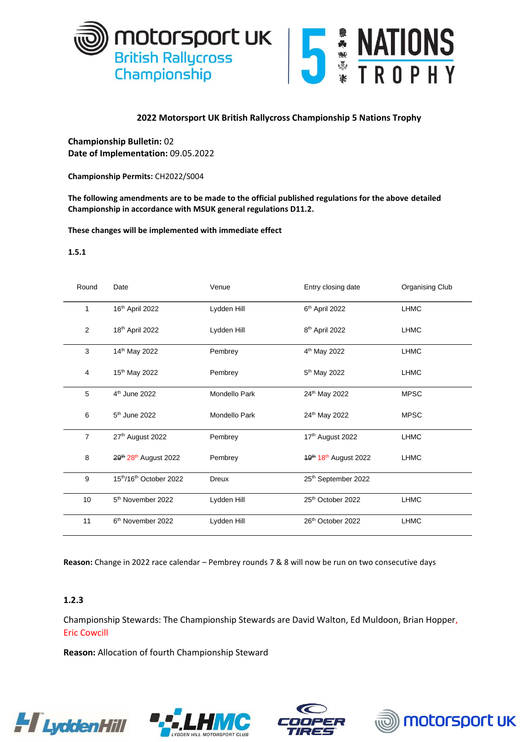motorsport UK British Rallycross Championship | 5 NATIONS TROPHY

**2022 Motorsport UK British Rallycross Championship 5 Nations Trophy**

**Championship Bulletin:** 02
**Date of Implementation:** 09.05.2022

**Championship Permits:** CH2022/S004

**The following amendments are to be made to the official published regulations for the above detailed Championship in accordance with MSUK general regulations D11.2.**

**These changes will be implemented with immediate effect**

**1.5.1**

| Round | Date | Venue | Entry closing date | Organising Club |
|---|---|---|---|---|
| 1 | 16th April 2022 | Lydden Hill | 6th April 2022 | LHMC |
| 2 | 18th April 2022 | Lydden Hill | 8th April 2022 | LHMC |
| 3 | 14th May 2022 | Pembrey | 4th May 2022 | LHMC |
| 4 | 15th May 2022 | Pembrey | 5th May 2022 | LHMC |
| 5 | 4th June 2022 | Mondello Park | 24th May 2022 | MPSC |
| 6 | 5th June 2022 | Mondello Park | 24th May 2022 | MPSC |
| 7 | 27th August 2022 | Pembrey | 17th August 2022 | LHMC |
| 8 | ~~29th~~ 28th August 2022 | Pembrey | ~~19th~~ 18th August 2022 | LHMC |
| 9 | 15th/16th October 2022 | Dreux | 25th September 2022 | |
| 10 | 5th November 2022 | Lydden Hill | 25th October 2022 | LHMC |
| 11 | 6th November 2022 | Lydden Hill | 26th October 2022 | LHMC |

**Reason:** Change in 2022 race calendar – Pembrey rounds 7 & 8 will now be run on two consecutive days

**1.2.3**

Championship Stewards: The Championship Stewards are David Walton, Ed Muldoon, Brian Hopper, Eric Cowcill

**Reason:** Allocation of fourth Championship Steward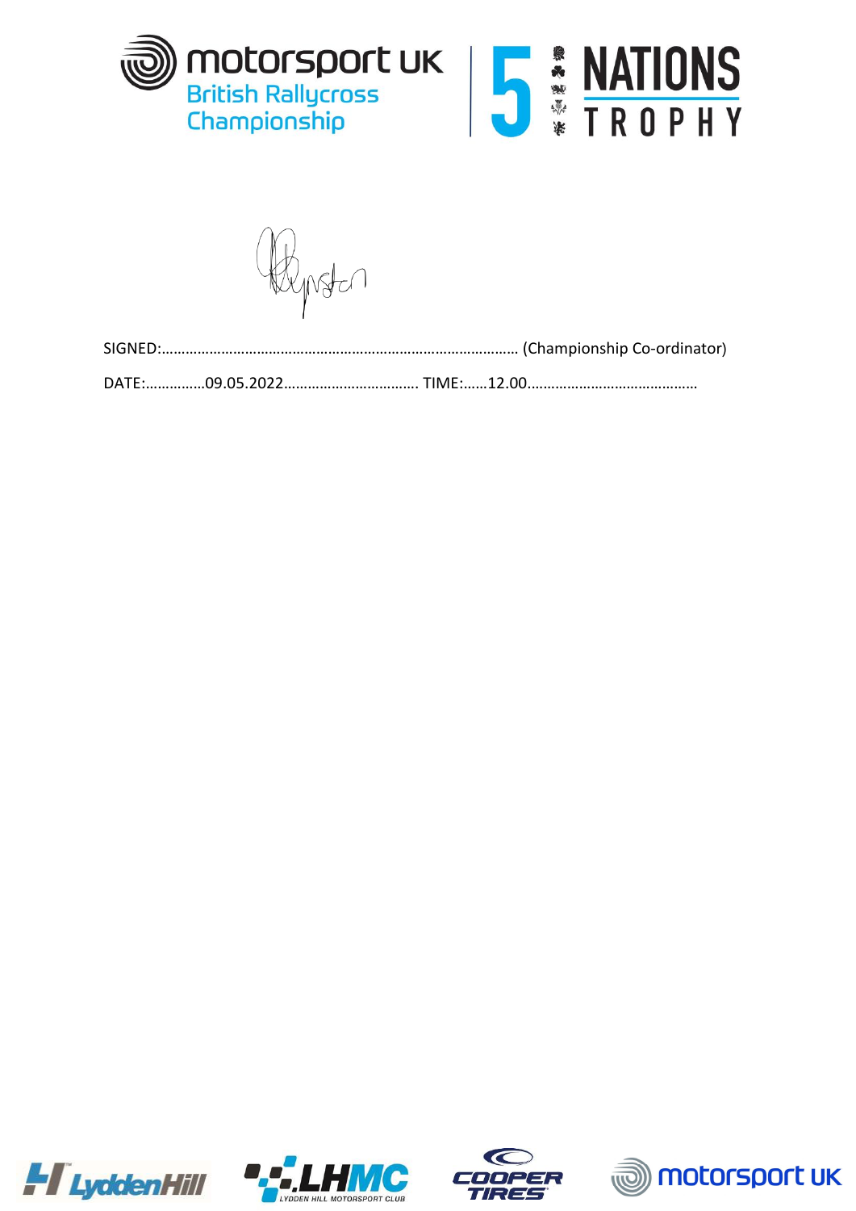SIGNED:……………………………………………………………………………… (Championship Co-ordinator)

DATE:……………09.05.2022……………………………. TIME:……12.00……………………………………